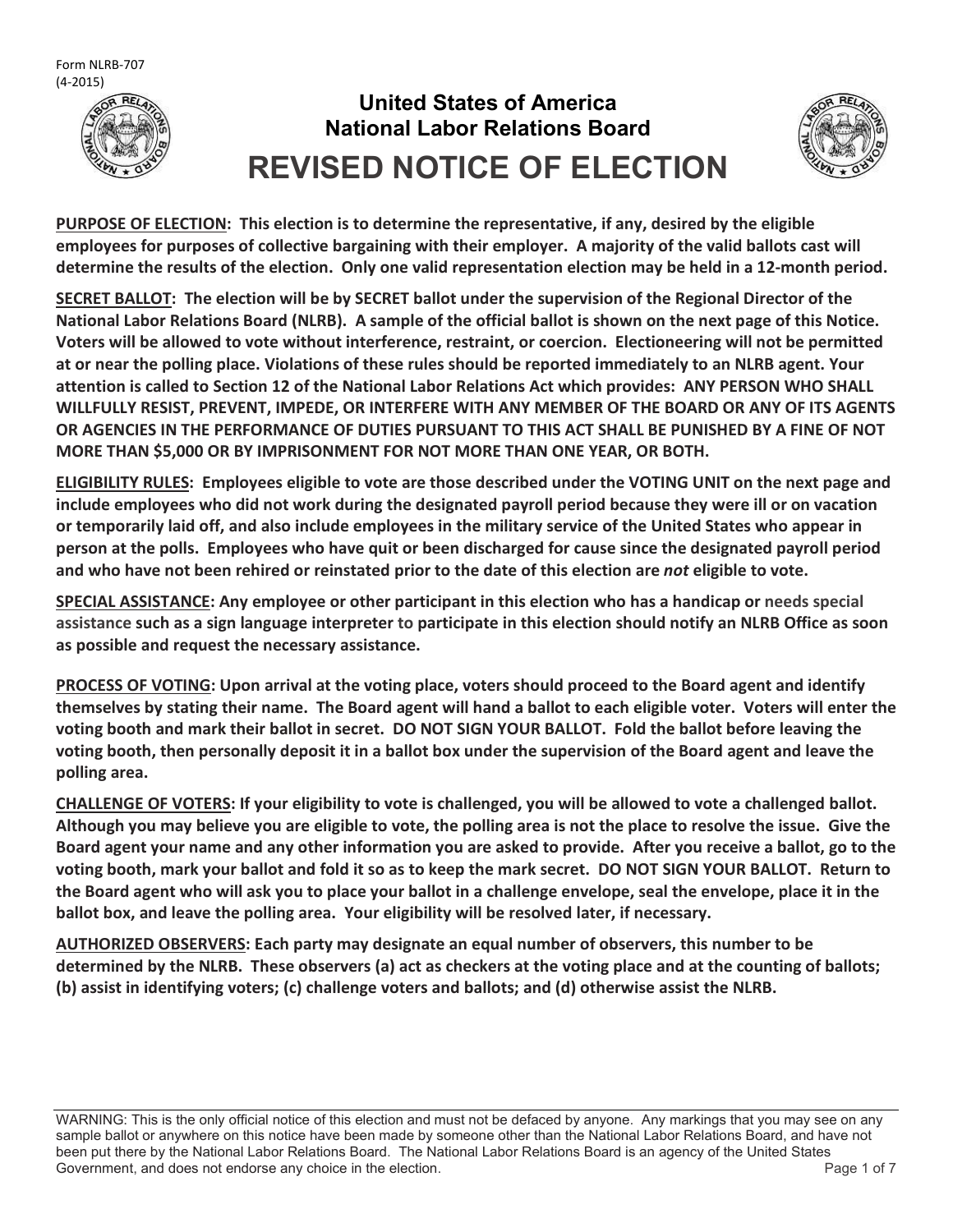Form NLRB-707
(4-2015)

**United States of America**
**National Labor Relations Board**

# REVISED NOTICE OF ELECTION

**<u>PURPOSE OF ELECTION</u>: This election is to determine the representative, if any, desired by the eligible employees for purposes of collective bargaining with their employer. A majority of the valid ballots cast will determine the results of the election. Only one valid representation election may be held in a 12-month period.**

**<u>SECRET BALLOT</u>: The election will be by SECRET ballot under the supervision of the Regional Director of the National Labor Relations Board (NLRB). A sample of the official ballot is shown on the next page of this Notice. Voters will be allowed to vote without interference, restraint, or coercion. Electioneering will not be permitted at or near the polling place. Violations of these rules should be reported immediately to an NLRB agent. Your attention is called to Section 12 of the National Labor Relations Act which provides: ANY PERSON WHO SHALL WILLFULLY RESIST, PREVENT, IMPEDE, OR INTERFERE WITH ANY MEMBER OF THE BOARD OR ANY OF ITS AGENTS OR AGENCIES IN THE PERFORMANCE OF DUTIES PURSUANT TO THIS ACT SHALL BE PUNISHED BY A FINE OF NOT MORE THAN $5,000 OR BY IMPRISONMENT FOR NOT MORE THAN ONE YEAR, OR BOTH.**

**<u>ELIGIBILITY RULES</u>: Employees eligible to vote are those described under the VOTING UNIT on the next page and include employees who did not work during the designated payroll period because they were ill or on vacation or temporarily laid off, and also include employees in the military service of the United States who appear in person at the polls. Employees who have quit or been discharged for cause since the designated payroll period and who have not been rehired or reinstated prior to the date of this election are *not* eligible to vote.**

**<u>SPECIAL ASSISTANCE</u>: Any employee or other participant in this election who has a handicap or needs special assistance such as a sign language interpreter to participate in this election should notify an NLRB Office as soon as possible and request the necessary assistance.**

**<u>PROCESS OF VOTING</u>: Upon arrival at the voting place, voters should proceed to the Board agent and identify themselves by stating their name. The Board agent will hand a ballot to each eligible voter. Voters will enter the voting booth and mark their ballot in secret. DO NOT SIGN YOUR BALLOT. Fold the ballot before leaving the voting booth, then personally deposit it in a ballot box under the supervision of the Board agent and leave the polling area.**

**<u>CHALLENGE OF VOTERS</u>: If your eligibility to vote is challenged, you will be allowed to vote a challenged ballot. Although you may believe you are eligible to vote, the polling area is not the place to resolve the issue. Give the Board agent your name and any other information you are asked to provide. After you receive a ballot, go to the voting booth, mark your ballot and fold it so as to keep the mark secret. DO NOT SIGN YOUR BALLOT. Return to the Board agent who will ask you to place your ballot in a challenge envelope, seal the envelope, place it in the ballot box, and leave the polling area. Your eligibility will be resolved later, if necessary.**

**<u>AUTHORIZED OBSERVERS</u>: Each party may designate an equal number of observers, this number to be determined by the NLRB. These observers (a) act as checkers at the voting place and at the counting of ballots; (b) assist in identifying voters; (c) challenge voters and ballots; and (d) otherwise assist the NLRB.**

WARNING: This is the only official notice of this election and must not be defaced by anyone. Any markings that you may see on any sample ballot or anywhere on this notice have been made by someone other than the National Labor Relations Board, and have not been put there by the National Labor Relations Board. The National Labor Relations Board is an agency of the United States Government, and does not endorse any choice in the election.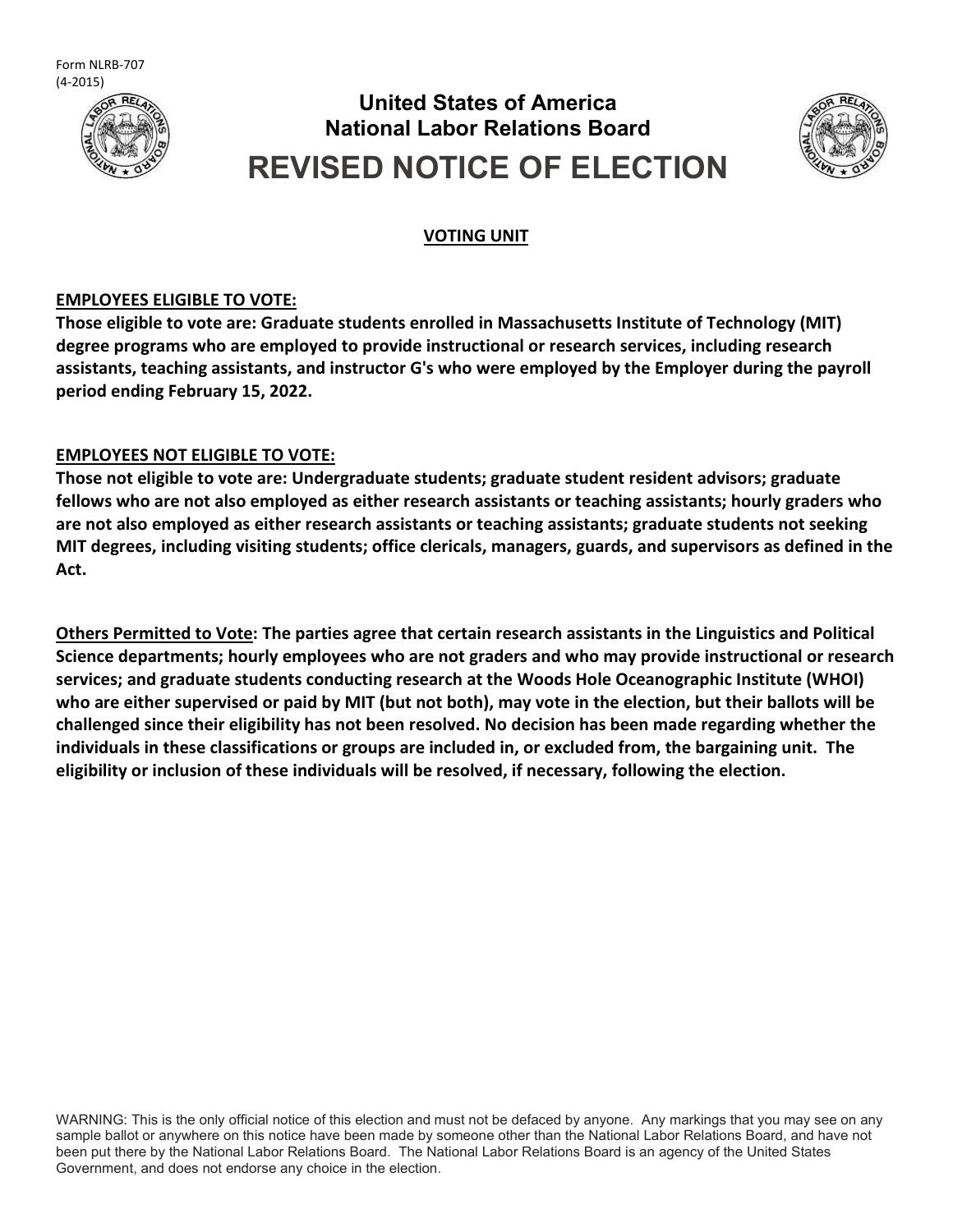Form NLRB-707
(4-2015)

**United States of America**
**National Labor Relations Board**

# REVISED NOTICE OF ELECTION

## VOTING UNIT

**EMPLOYEES ELIGIBLE TO VOTE:**

**Those eligible to vote are: Graduate students enrolled in Massachusetts Institute of Technology (MIT) degree programs who are employed to provide instructional or research services, including research assistants, teaching assistants, and instructor G's who were employed by the Employer during the payroll period ending February 15, 2022.**

**EMPLOYEES NOT ELIGIBLE TO VOTE:**

**Those not eligible to vote are: Undergraduate students; graduate student resident advisors; graduate fellows who are not also employed as either research assistants or teaching assistants; hourly graders who are not also employed as either research assistants or teaching assistants; graduate students not seeking MIT degrees, including visiting students; office clericals, managers, guards, and supervisors as defined in the Act.**

**Others Permitted to Vote: The parties agree that certain research assistants in the Linguistics and Political Science departments; hourly employees who are not graders and who may provide instructional or research services; and graduate students conducting research at the Woods Hole Oceanographic Institute (WHOI) who are either supervised or paid by MIT (but not both), may vote in the election, but their ballots will be challenged since their eligibility has not been resolved. No decision has been made regarding whether the individuals in these classifications or groups are included in, or excluded from, the bargaining unit. The eligibility or inclusion of these individuals will be resolved, if necessary, following the election.**

WARNING: This is the only official notice of this election and must not be defaced by anyone. Any markings that you may see on any sample ballot or anywhere on this notice have been made by someone other than the National Labor Relations Board, and have not been put there by the National Labor Relations Board. The National Labor Relations Board is an agency of the United States Government, and does not endorse any choice in the election.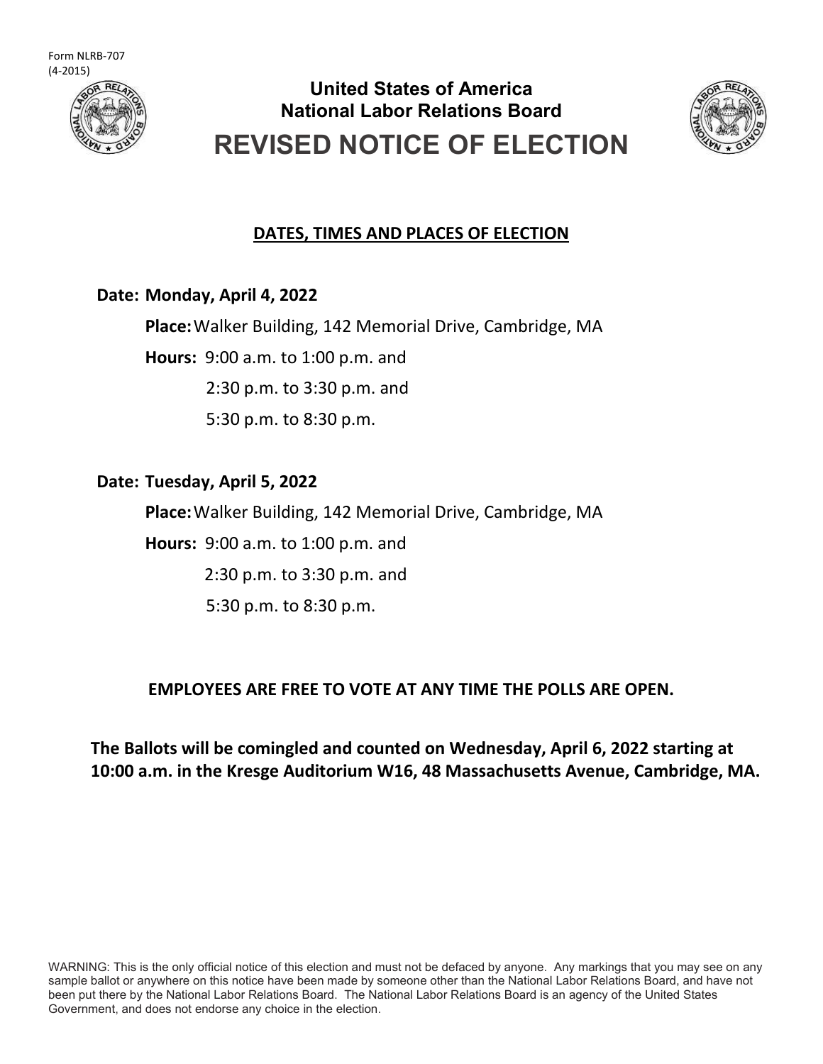Form NLRB-707
(4-2015)

**United States of America**
**National Labor Relations Board**

# REVISED NOTICE OF ELECTION

## DATES, TIMES AND PLACES OF ELECTION

**Date: Monday, April 4, 2022**

**Place:** Walker Building, 142 Memorial Drive, Cambridge, MA

**Hours:** 9:00 a.m. to 1:00 p.m. and
2:30 p.m. to 3:30 p.m. and
5:30 p.m. to 8:30 p.m.

**Date: Tuesday, April 5, 2022**

**Place:** Walker Building, 142 Memorial Drive, Cambridge, MA

**Hours:** 9:00 a.m. to 1:00 p.m. and
2:30 p.m. to 3:30 p.m. and
5:30 p.m. to 8:30 p.m.

**EMPLOYEES ARE FREE TO VOTE AT ANY TIME THE POLLS ARE OPEN.**

**The Ballots will be comingled and counted on Wednesday, April 6, 2022 starting at 10:00 a.m. in the Kresge Auditorium W16, 48 Massachusetts Avenue, Cambridge, MA.**

WARNING: This is the only official notice of this election and must not be defaced by anyone. Any markings that you may see on any sample ballot or anywhere on this notice have been made by someone other than the National Labor Relations Board, and have not been put there by the National Labor Relations Board. The National Labor Relations Board is an agency of the United States Government, and does not endorse any choice in the election.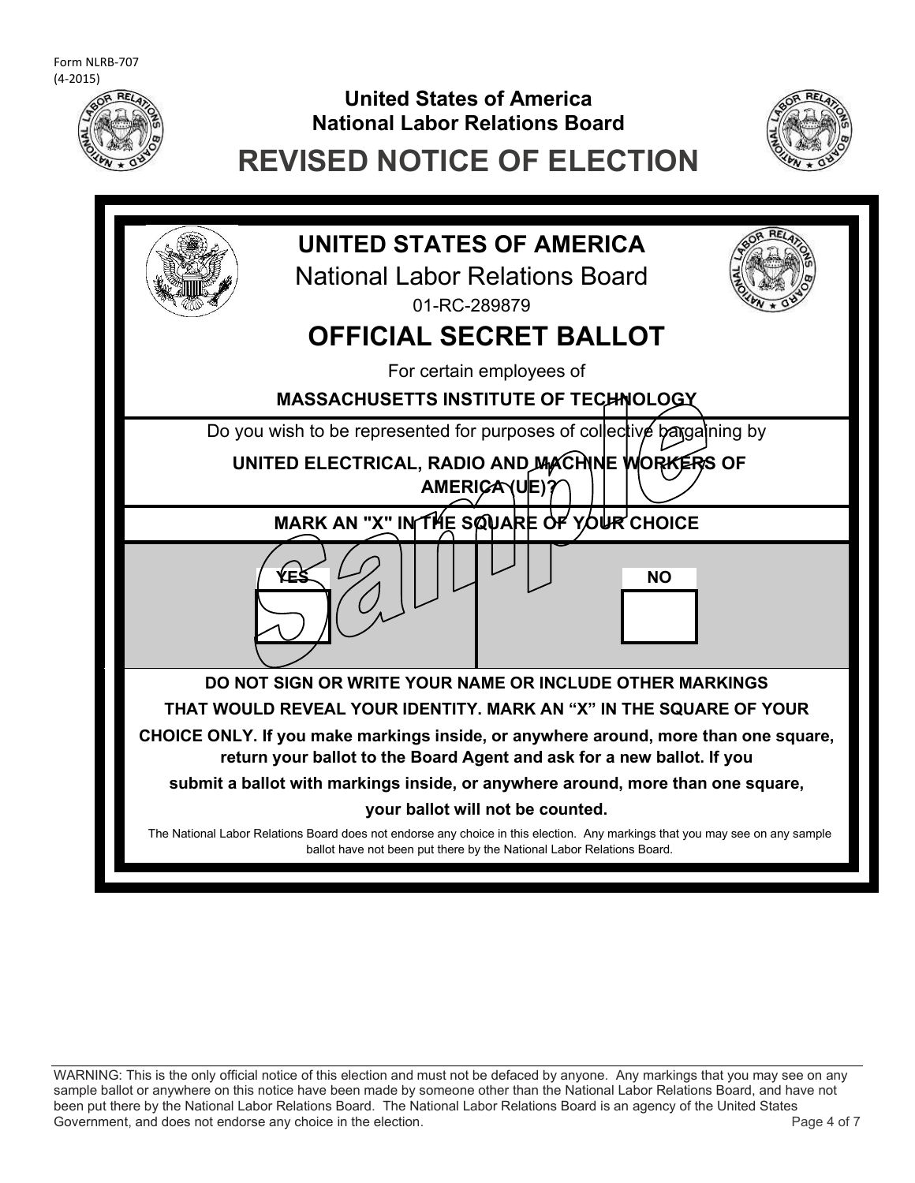Form NLRB-707
(4-2015)

**United States of America**
**National Labor Relations Board**

# REVISED NOTICE OF ELECTION

## UNITED STATES OF AMERICA

National Labor Relations Board

01-RC-289879

## OFFICIAL SECRET BALLOT

For certain employees of

**MASSACHUSETTS INSTITUTE OF TECHNOLOGY**

Do you wish to be represented for purposes of collective bargaining by

**UNITED ELECTRICAL, RADIO AND MACHINE WORKERS OF AMERICA (UE)?**

**MARK AN "X" IN THE SQUARE OF YOUR CHOICE**

| YES | NO |
|---|---|
| ☐ | ☐ |

sample

**DO NOT SIGN OR WRITE YOUR NAME OR INCLUDE OTHER MARKINGS THAT WOULD REVEAL YOUR IDENTITY. MARK AN "X" IN THE SQUARE OF YOUR CHOICE ONLY. If you make markings inside, or anywhere around, more than one square, return your ballot to the Board Agent and ask for a new ballot. If you submit a ballot with markings inside, or anywhere around, more than one square, your ballot will not be counted.**

The National Labor Relations Board does not endorse any choice in this election. Any markings that you may see on any sample ballot have not been put there by the National Labor Relations Board.

WARNING: This is the only official notice of this election and must not be defaced by anyone. Any markings that you may see on any sample ballot or anywhere on this notice have been made by someone other than the National Labor Relations Board, and have not been put there by the National Labor Relations Board. The National Labor Relations Board is an agency of the United States Government, and does not endorse any choice in the election.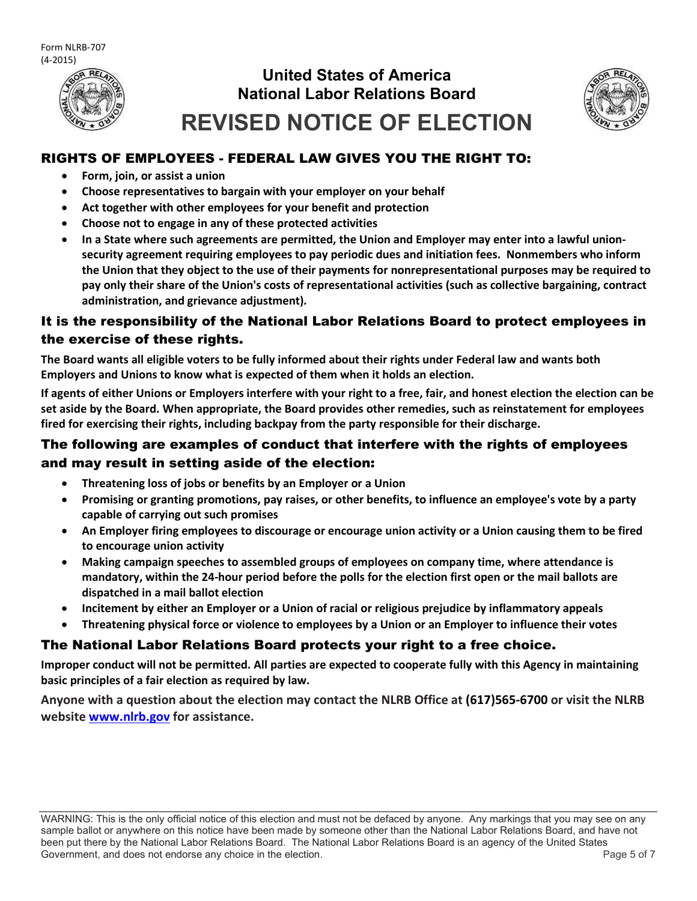Form NLRB-707
(4-2015)

# United States of America
# National Labor Relations Board
# REVISED NOTICE OF ELECTION

## RIGHTS OF EMPLOYEES - FEDERAL LAW GIVES YOU THE RIGHT TO:

- **Form, join, or assist a union**
- **Choose representatives to bargain with your employer on your behalf**
- **Act together with other employees for your benefit and protection**
- **Choose not to engage in any of these protected activities**
- **In a State where such agreements are permitted, the Union and Employer may enter into a lawful union-security agreement requiring employees to pay periodic dues and initiation fees. Nonmembers who inform the Union that they object to the use of their payments for nonrepresentational purposes may be required to pay only their share of the Union's costs of representational activities (such as collective bargaining, contract administration, and grievance adjustment).**

## It is the responsibility of the National Labor Relations Board to protect employees in the exercise of these rights.

**The Board wants all eligible voters to be fully informed about their rights under Federal law and wants both Employers and Unions to know what is expected of them when it holds an election.**

**If agents of either Unions or Employers interfere with your right to a free, fair, and honest election the election can be set aside by the Board. When appropriate, the Board provides other remedies, such as reinstatement for employees fired for exercising their rights, including backpay from the party responsible for their discharge.**

## The following are examples of conduct that interfere with the rights of employees and may result in setting aside of the election:

- **Threatening loss of jobs or benefits by an Employer or a Union**
- **Promising or granting promotions, pay raises, or other benefits, to influence an employee's vote by a party capable of carrying out such promises**
- **An Employer firing employees to discourage or encourage union activity or a Union causing them to be fired to encourage union activity**
- **Making campaign speeches to assembled groups of employees on company time, where attendance is mandatory, within the 24-hour period before the polls for the election first open or the mail ballots are dispatched in a mail ballot election**
- **Incitement by either an Employer or a Union of racial or religious prejudice by inflammatory appeals**
- **Threatening physical force or violence to employees by a Union or an Employer to influence their votes**

## The National Labor Relations Board protects your right to a free choice.

**Improper conduct will not be permitted. All parties are expected to cooperate fully with this Agency in maintaining basic principles of a fair election as required by law.**

**Anyone with a question about the election may contact the NLRB Office at (617)565-6700 or visit the NLRB website [www.nlrb.gov](http://www.nlrb.gov) for assistance.**

WARNING: This is the only official notice of this election and must not be defaced by anyone. Any markings that you may see on any sample ballot or anywhere on this notice have been made by someone other than the National Labor Relations Board, and have not been put there by the National Labor Relations Board. The National Labor Relations Board is an agency of the United States Government, and does not endorse any choice in the election.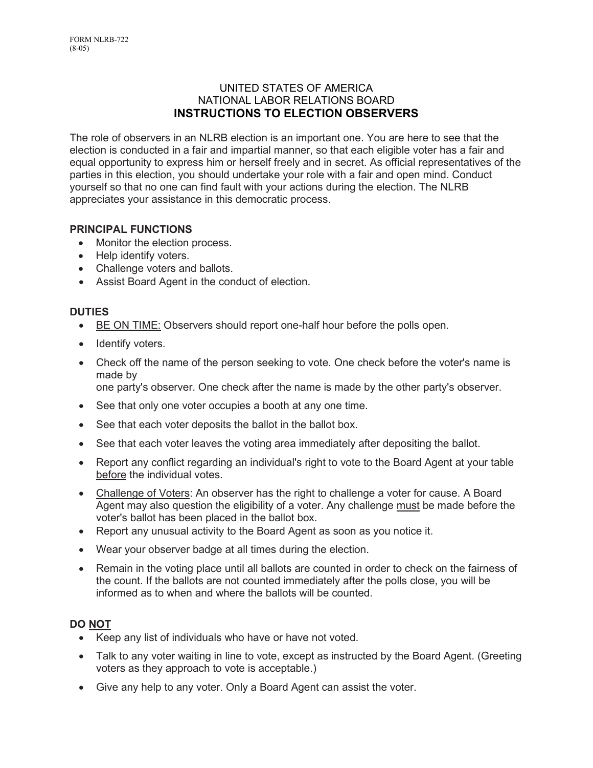FORM NLRB-722
(8-05)

UNITED STATES OF AMERICA
NATIONAL LABOR RELATIONS BOARD

# INSTRUCTIONS TO ELECTION OBSERVERS

The role of observers in an NLRB election is an important one. You are here to see that the election is conducted in a fair and impartial manner, so that each eligible voter has a fair and equal opportunity to express him or herself freely and in secret. As official representatives of the parties in this election, you should undertake your role with a fair and open mind. Conduct yourself so that no one can find fault with your actions during the election. The NLRB appreciates your assistance in this democratic process.

## PRINCIPAL FUNCTIONS

- Monitor the election process.
- Help identify voters.
- Challenge voters and ballots.
- Assist Board Agent in the conduct of election.

## DUTIES

- BE ON TIME: Observers should report one-half hour before the polls open.
- Identify voters.
- Check off the name of the person seeking to vote. One check before the voter's name is made by one party's observer. One check after the name is made by the other party's observer.
- See that only one voter occupies a booth at any one time.
- See that each voter deposits the ballot in the ballot box.
- See that each voter leaves the voting area immediately after depositing the ballot.
- Report any conflict regarding an individual's right to vote to the Board Agent at your table before the individual votes.
- Challenge of Voters: An observer has the right to challenge a voter for cause. A Board Agent may also question the eligibility of a voter. Any challenge must be made before the voter's ballot has been placed in the ballot box.
- Report any unusual activity to the Board Agent as soon as you notice it.
- Wear your observer badge at all times during the election.
- Remain in the voting place until all ballots are counted in order to check on the fairness of the count. If the ballots are not counted immediately after the polls close, you will be informed as to when and where the ballots will be counted.

## DO NOT

- Keep any list of individuals who have or have not voted.
- Talk to any voter waiting in line to vote, except as instructed by the Board Agent. (Greeting voters as they approach to vote is acceptable.)
- Give any help to any voter. Only a Board Agent can assist the voter.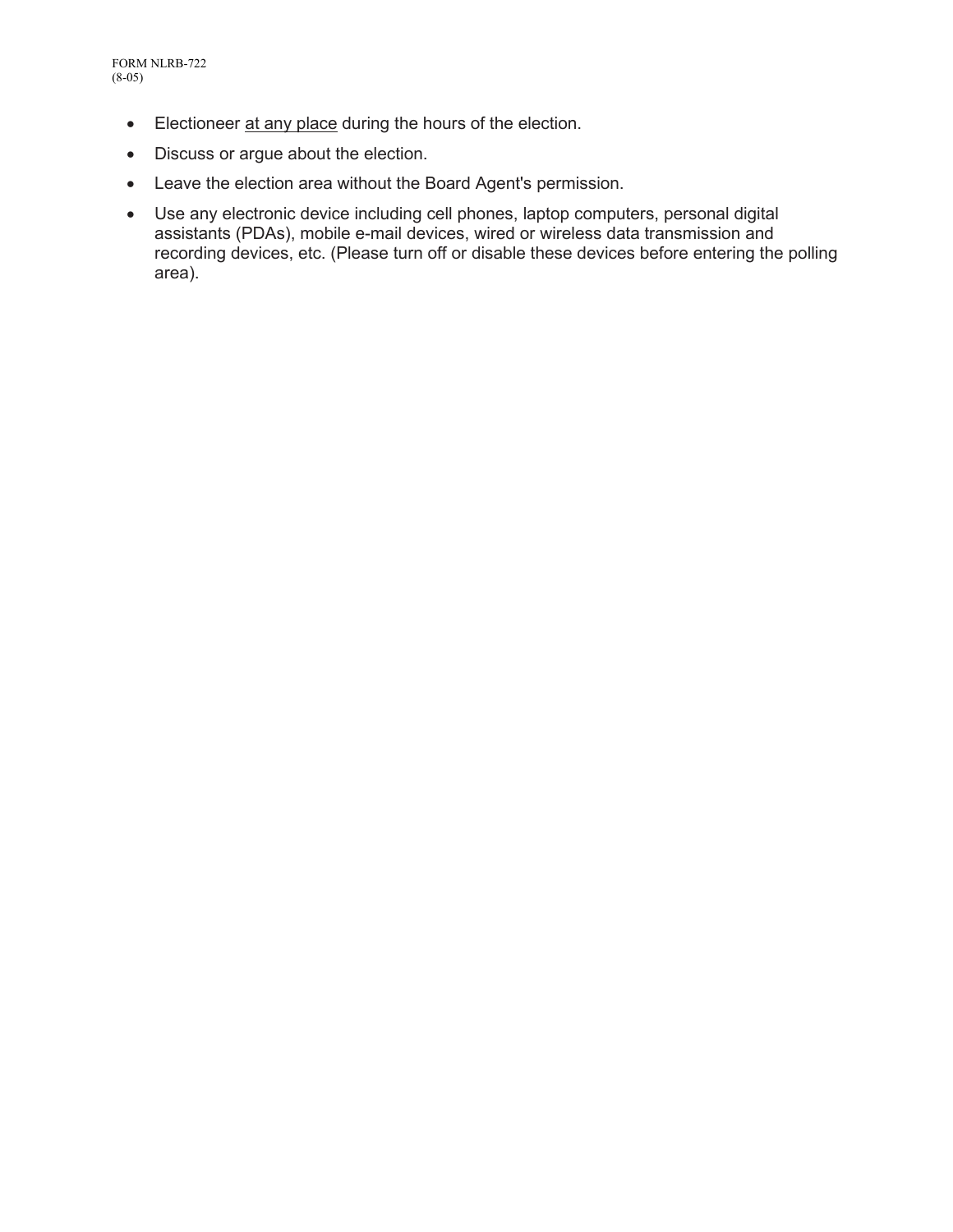- Electioneer <u>at any place</u> during the hours of the election.
- Discuss or argue about the election.
- Leave the election area without the Board Agent's permission.
- Use any electronic device including cell phones, laptop computers, personal digital assistants (PDAs), mobile e-mail devices, wired or wireless data transmission and recording devices, etc. (Please turn off or disable these devices before entering the polling area).